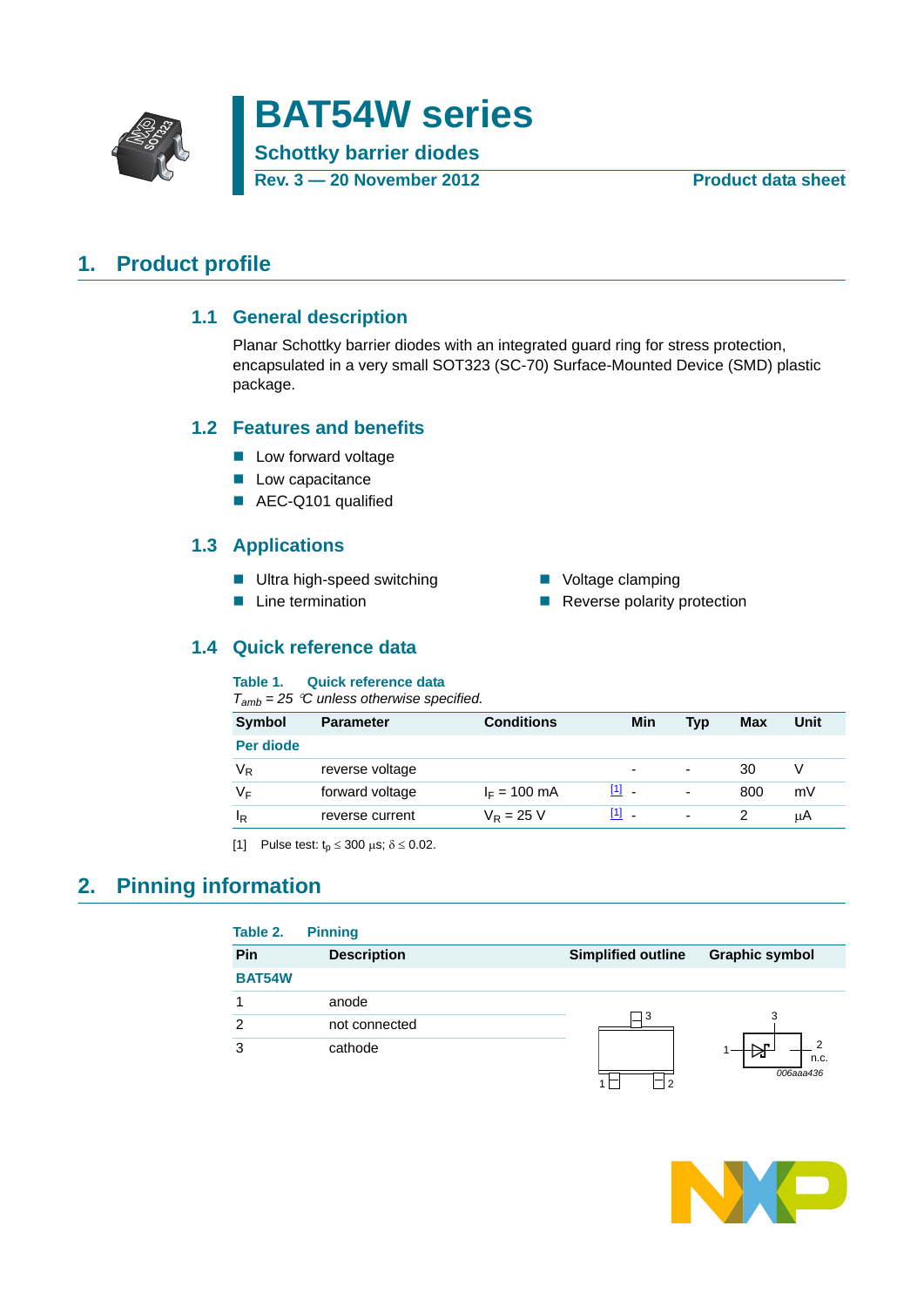# BAT54W series

## Schottky barrier diodes

**Rev. 3 — 20 November 2012** **Product data sheet**

## 1. Product profile

### 1.1 General description

Planar Schottky barrier diodes with an integrated guard ring for stress protection, encapsulated in a very small SOT323 (SC-70) Surface-Mounted Device (SMD) plastic package.

### 1.2 Features and benefits

- Low forward voltage
- Low capacitance
- AEC-Q101 qualified

### 1.3 Applications

- Ultra high-speed switching
- Line termination
- Voltage clamping
- Reverse polarity protection

### 1.4 Quick reference data

**Table 1. Quick reference data**

*$T_{amb}$ = 25 °C unless otherwise specified.*

| Symbol | Parameter | Conditions | | Min | Typ | Max | Unit |
|---|---|---|---|---|---|---|---|
| **Per diode** | | | | | | | |
| $V_R$ | reverse voltage | | | - | - | 30 | V |
| $V_F$ | forward voltage | $I_F$ = 100 mA | [1] | - | - | 800 | mV |
| $I_R$ | reverse current | $V_R$ = 25 V | [1] | - | - | 2 | µA |

[1] Pulse test: $t_p \leq 300$ µs; $\delta \leq 0.02$.

## 2. Pinning information

**Table 2. Pinning**

| Pin | Description | Simplified outline | Graphic symbol |
|---|---|---|---|
| **BAT54W** | | | |
| 1 | anode | | |
| 2 | not connected | | |
| 3 | cathode | | |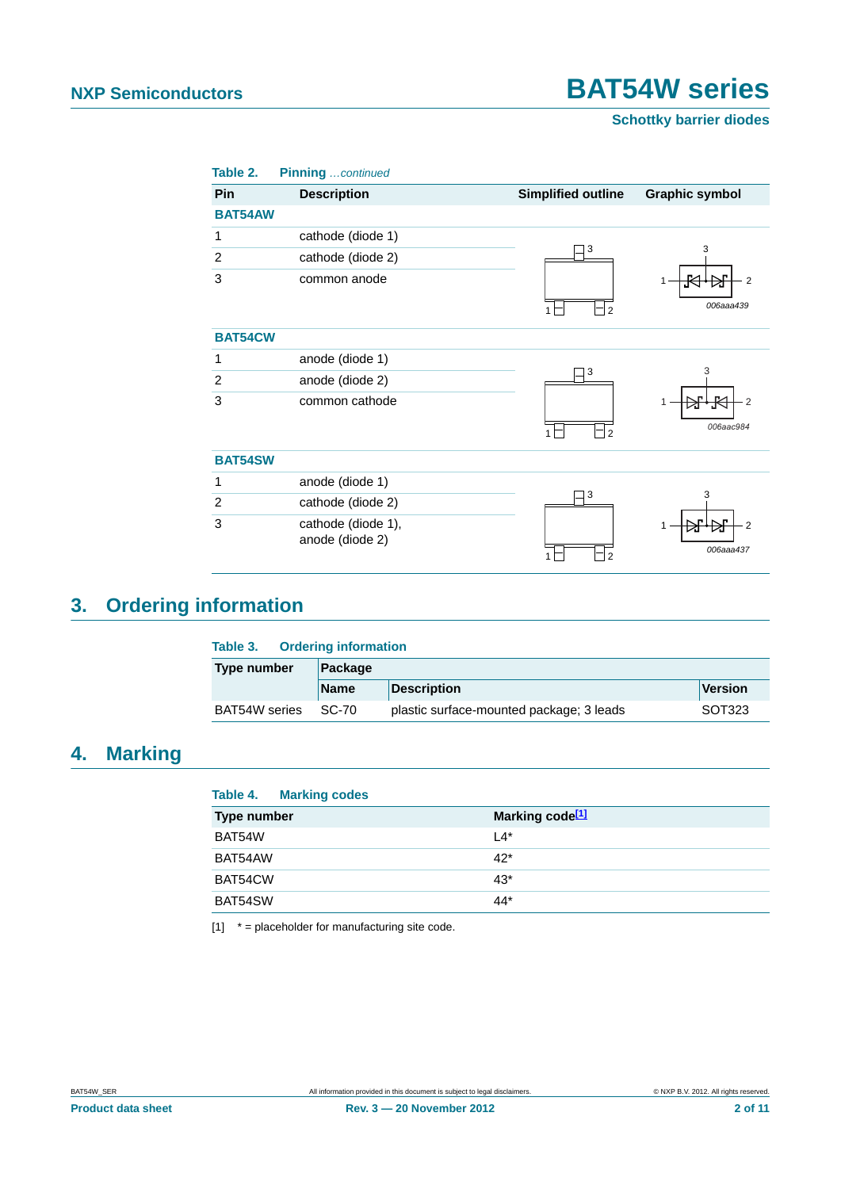**Table 2. Pinning** *...continued*

| Pin | Description | Simplified outline | Graphic symbol |
|---|---|---|---|
| **BAT54AW** | | | |
| 1 | cathode (diode 1) | | |
| 2 | cathode (diode 2) | | |
| 3 | common anode | | 006aaa439 |
| **BAT54CW** | | | |
| 1 | anode (diode 1) | | |
| 2 | anode (diode 2) | | |
| 3 | common cathode | | 006aac984 |
| **BAT54SW** | | | |
| 1 | anode (diode 1) | | |
| 2 | cathode (diode 2) | | |
| 3 | cathode (diode 1), anode (diode 2) | | 006aaa437 |

## 3. Ordering information

**Table 3. Ordering information**

| Type number | Package | | |
|---|---|---|---|
| | Name | Description | Version |
| BAT54W series | SC-70 | plastic surface-mounted package; 3 leads | SOT323 |

## 4. Marking

**Table 4. Marking codes**

| Type number | Marking code[1] |
|---|---|
| BAT54W | L4* |
| BAT54AW | 42* |
| BAT54CW | 43* |
| BAT54SW | 44* |

[1] * = placeholder for manufacturing site code.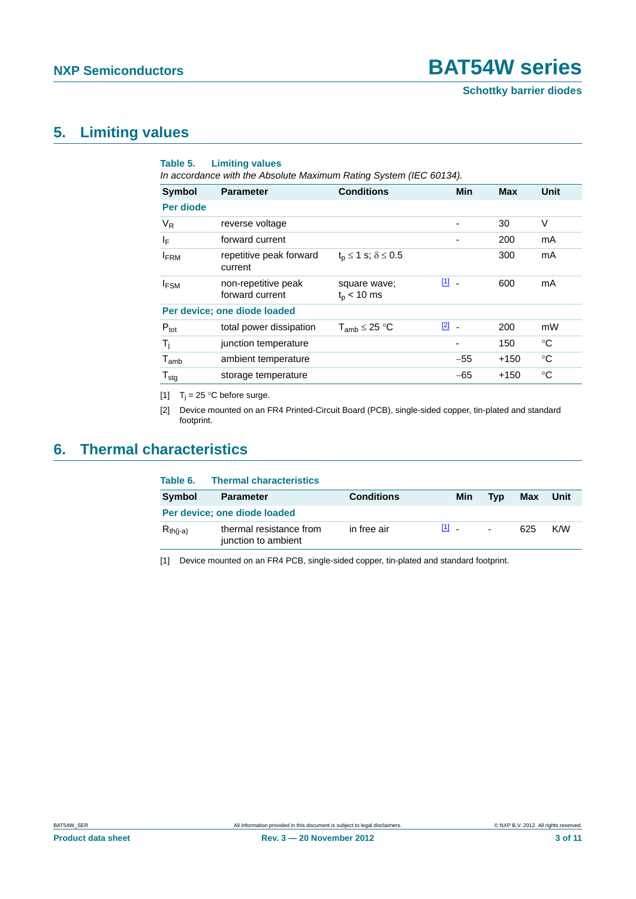## 5. Limiting values

**Table 5. Limiting values**

*In accordance with the Absolute Maximum Rating System (IEC 60134).*

| Symbol | Parameter | Conditions | | Min | Max | Unit |
|---|---|---|---|---|---|---|
| **Per diode** | | | | | | |
| $V_R$ | reverse voltage | | | - | 30 | V |
| $I_F$ | forward current | | | - | 200 | mA |
| $I_{FRM}$ | repetitive peak forward current | $t_p \leq 1$ s; $\delta \leq 0.5$ | | | 300 | mA |
| $I_{FSM}$ | non-repetitive peak forward current | square wave; $t_p < 10$ ms | [1] | - | 600 | mA |
| **Per device; one diode loaded** | | | | | | |
| $P_{tot}$ | total power dissipation | $T_{amb} \leq 25$ °C | [2] | - | 200 | mW |
| $T_j$ | junction temperature | | | - | 150 | °C |
| $T_{amb}$ | ambient temperature | | | −55 | +150 | °C |
| $T_{stg}$ | storage temperature | | | −65 | +150 | °C |

[1] $T_j = 25$ °C before surge.

[2] Device mounted on an FR4 Printed-Circuit Board (PCB), single-sided copper, tin-plated and standard footprint.

## 6. Thermal characteristics

**Table 6. Thermal characteristics**

| Symbol | Parameter | Conditions | | Min | Typ | Max | Unit |
|---|---|---|---|---|---|---|---|
| **Per device; one diode loaded** | | | | | | | |
| $R_{th(j-a)}$ | thermal resistance from junction to ambient | in free air | [1] | - | - | 625 | K/W |

[1] Device mounted on an FR4 PCB, single-sided copper, tin-plated and standard footprint.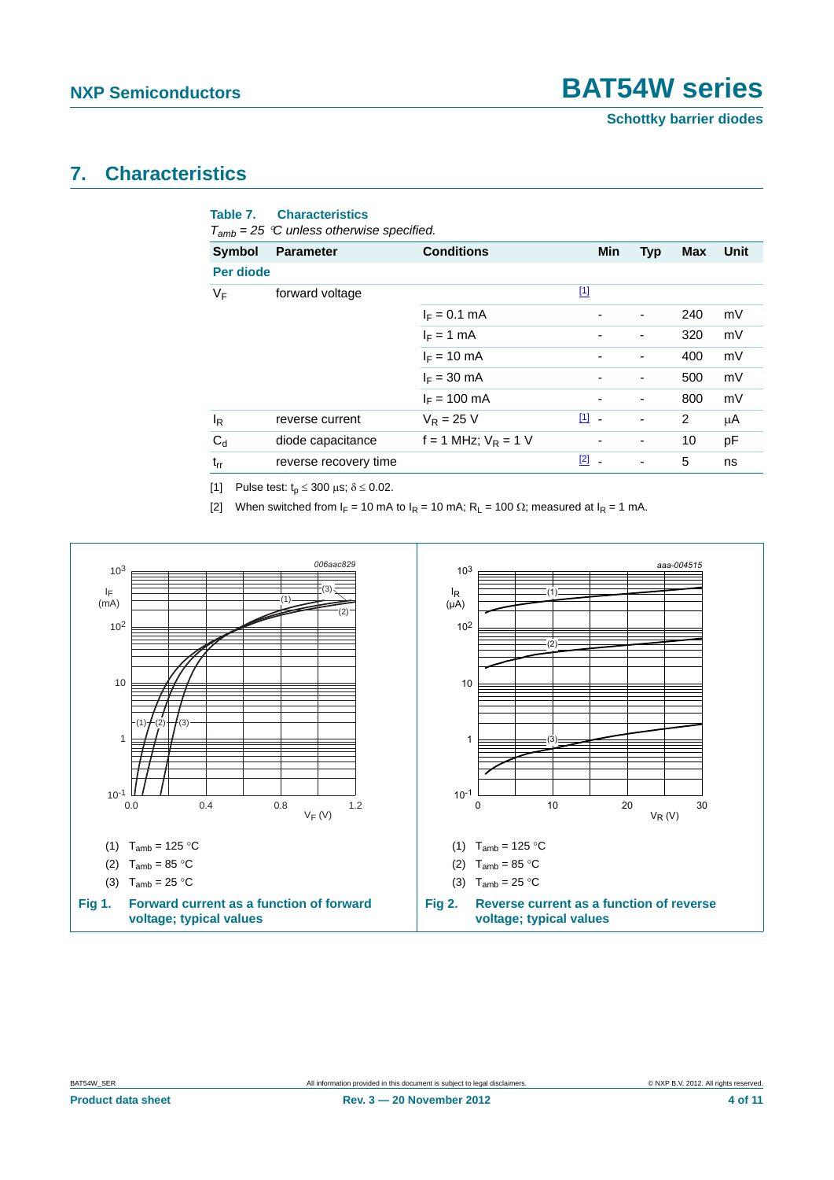## 7. Characteristics

**Table 7. Characteristics**

*$T_{amb}$ = 25 °C unless otherwise specified.*

| Symbol | Parameter | Conditions | | Min | Typ | Max | Unit |
|---|---|---|---|---|---|---|---|
| **Per diode** | | | | | | | |
| $V_F$ | forward voltage | | [1] | | | | |
| | | $I_F$ = 0.1 mA | | - | - | 240 | mV |
| | | $I_F$ = 1 mA | | - | - | 320 | mV |
| | | $I_F$ = 10 mA | | - | - | 400 | mV |
| | | $I_F$ = 30 mA | | - | - | 500 | mV |
| | | $I_F$ = 100 mA | | - | - | 800 | mV |
| $I_R$ | reverse current | $V_R$ = 25 V | [1] | - | - | 2 | μA |
| $C_d$ | diode capacitance | f = 1 MHz; $V_R$ = 1 V | | - | - | 10 | pF |
| $t_{rr}$ | reverse recovery time | | [2] | - | - | 5 | ns |

[1] Pulse test: $t_p \leq 300$ μs; $\delta \leq 0.02$.

[2] When switched from $I_F$ = 10 mA to $I_R$ = 10 mA; $R_L$ = 100 Ω; measured at $I_R$ = 1 mA.

(1) $T_{amb}$ = 125 °C

(2) $T_{amb}$ = 85 °C

(3) $T_{amb}$ = 25 °C

**Fig 1. Forward current as a function of forward voltage; typical values**

(1) $T_{amb}$ = 125 °C

(2) $T_{amb}$ = 85 °C

(3) $T_{amb}$ = 25 °C

**Fig 2. Reverse current as a function of reverse voltage; typical values**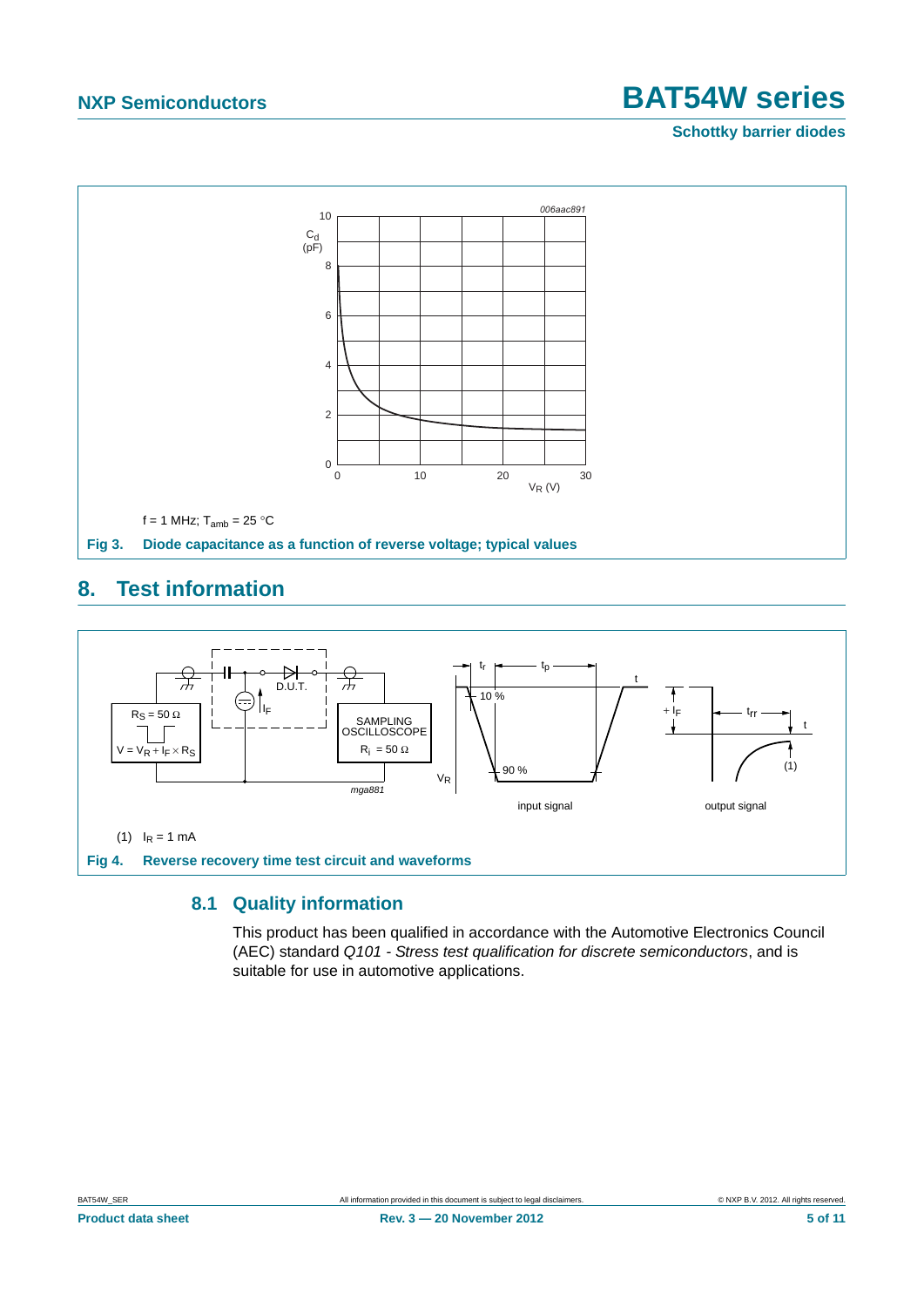$f = 1$ MHz; $T_{amb} = 25$ °C

**Fig 3. Diode capacitance as a function of reverse voltage; typical values**

## 8. Test information

(1) $I_R = 1$ mA

**Fig 4. Reverse recovery time test circuit and waveforms**

### 8.1 Quality information

This product has been qualified in accordance with the Automotive Electronics Council (AEC) standard *Q101 - Stress test qualification for discrete semiconductors*, and is suitable for use in automotive applications.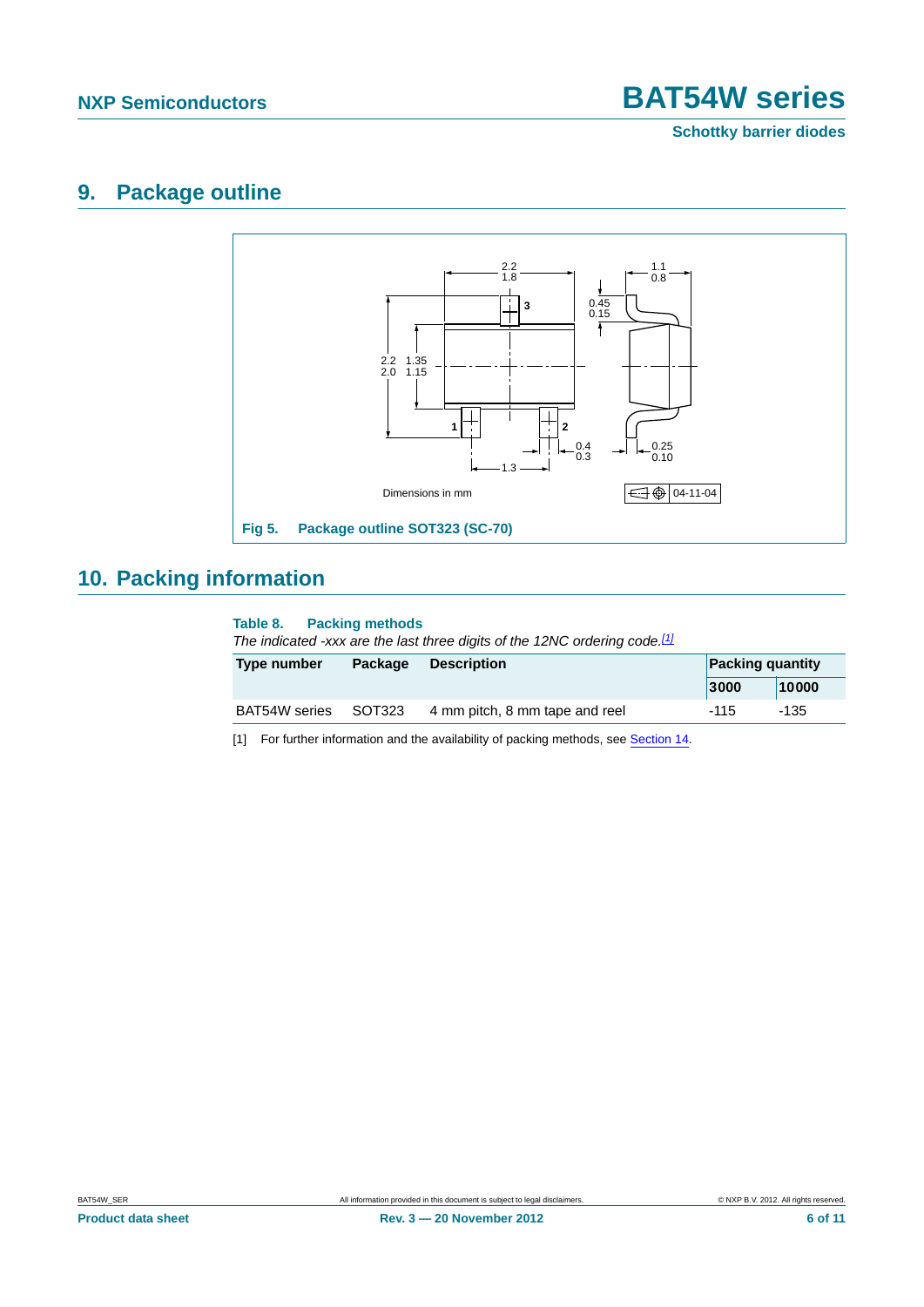## 9. Package outline

Dimensions in mm

Fig 5. Package outline SOT323 (SC-70)

## 10. Packing information

**Table 8. Packing methods**

*The indicated -xxx are the last three digits of the 12NC ordering code.*[1]

| Type number | Package | Description | Packing quantity | |
|---|---|---|---|---|
| | | | 3000 | 10000 |
| BAT54W series | SOT323 | 4 mm pitch, 8 mm tape and reel | -115 | -135 |

[1] For further information and the availability of packing methods, see Section 14.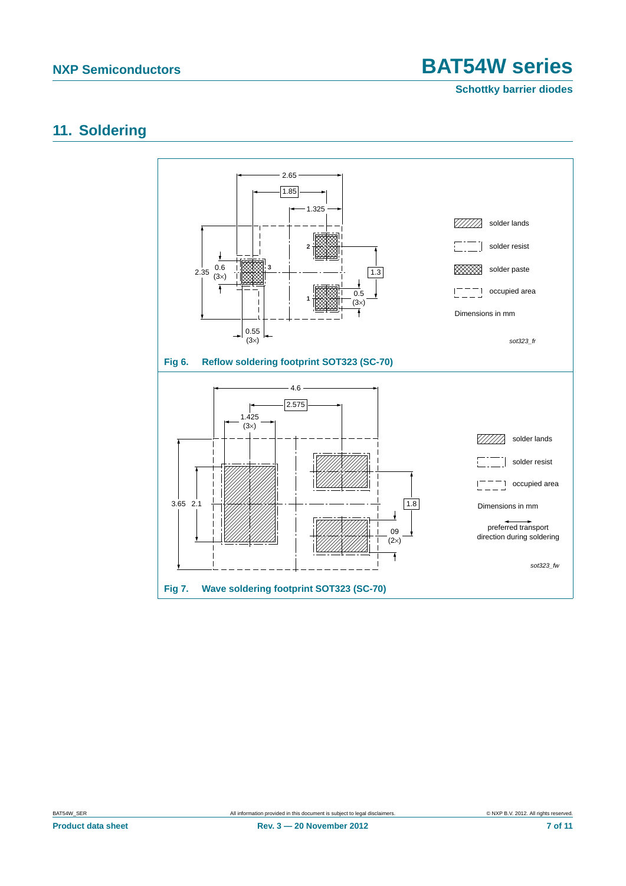## 11. Soldering

solder lands

solder resist

solder paste

occupied area

Dimensions in mm

sot323_fr

**Fig 6. Reflow soldering footprint SOT323 (SC-70)**

solder lands

solder resist

occupied area

Dimensions in mm

preferred transport direction during soldering

sot323_fw

**Fig 7. Wave soldering footprint SOT323 (SC-70)**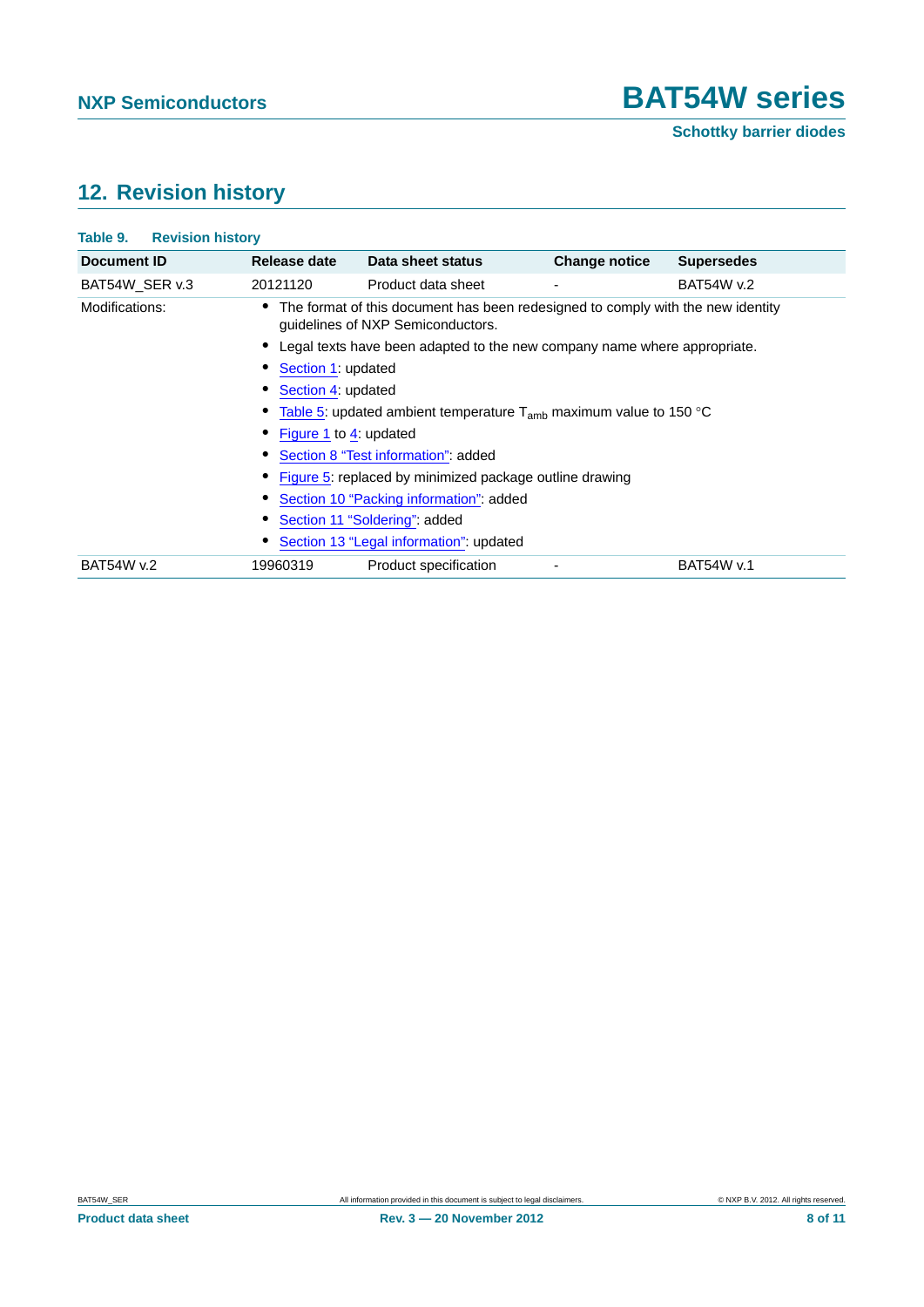## 12. Revision history

**Table 9. Revision history**

| Document ID | Release date | Data sheet status | Change notice | Supersedes |
|---|---|---|---|---|
| BAT54W_SER v.3 | 20121120 | Product data sheet | - | BAT54W v.2 |
| Modifications: | • The format of this document has been redesigned to comply with the new identity guidelines of NXP Semiconductors.<br>• Legal texts have been adapted to the new company name where appropriate.<br>• Section 1: updated<br>• Section 4: updated<br>• Table 5: updated ambient temperature $T_{amb}$ maximum value to 150 °C<br>• Figure 1 to 4: updated<br>• Section 8 "Test information": added<br>• Figure 5: replaced by minimized package outline drawing<br>• Section 10 "Packing information": added<br>• Section 11 "Soldering": added<br>• Section 13 "Legal information": updated | | | |
| BAT54W v.2 | 19960319 | Product specification | - | BAT54W v.1 |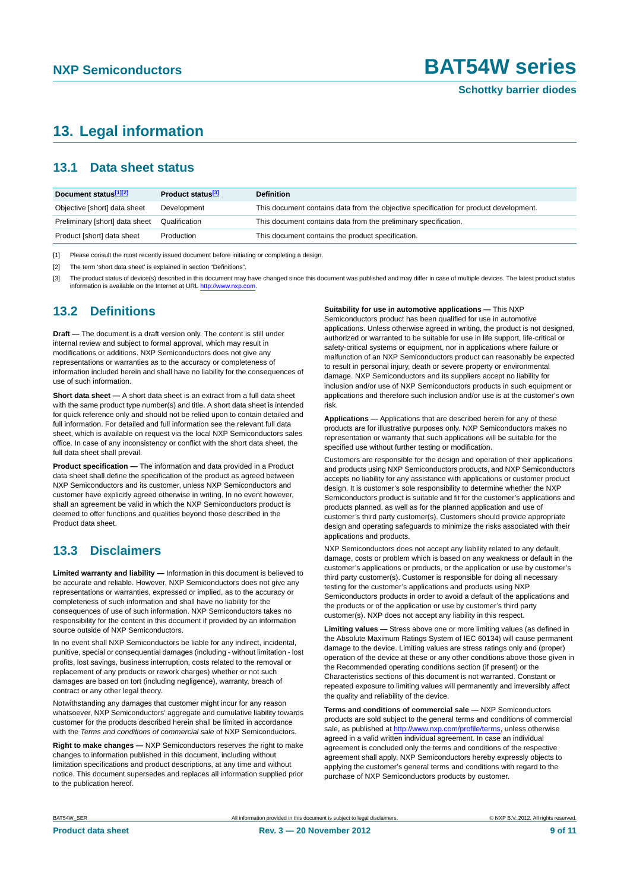# 13. Legal information

## 13.1 Data sheet status

| Document status[1][2] | Product status[3] | Definition |
|---|---|---|
| Objective [short] data sheet | Development | This document contains data from the objective specification for product development. |
| Preliminary [short] data sheet | Qualification | This document contains data from the preliminary specification. |
| Product [short] data sheet | Production | This document contains the product specification. |

[1] Please consult the most recently issued document before initiating or completing a design.

[2] The term 'short data sheet' is explained in section "Definitions".

[3] The product status of device(s) described in this document may have changed since this document was published and may differ in case of multiple devices. The latest product status information is available on the Internet at URL http://www.nxp.com.

## 13.2 Definitions

**Draft —** The document is a draft version only. The content is still under internal review and subject to formal approval, which may result in modifications or additions. NXP Semiconductors does not give any representations or warranties as to the accuracy or completeness of information included herein and shall have no liability for the consequences of use of such information.

**Short data sheet —** A short data sheet is an extract from a full data sheet with the same product type number(s) and title. A short data sheet is intended for quick reference only and should not be relied upon to contain detailed and full information. For detailed and full information see the relevant full data sheet, which is available on request via the local NXP Semiconductors sales office. In case of any inconsistency or conflict with the short data sheet, the full data sheet shall prevail.

**Product specification —** The information and data provided in a Product data sheet shall define the specification of the product as agreed between NXP Semiconductors and its customer, unless NXP Semiconductors and customer have explicitly agreed otherwise in writing. In no event however, shall an agreement be valid in which the NXP Semiconductors product is deemed to offer functions and qualities beyond those described in the Product data sheet.

## 13.3 Disclaimers

**Limited warranty and liability —** Information in this document is believed to be accurate and reliable. However, NXP Semiconductors does not give any representations or warranties, expressed or implied, as to the accuracy or completeness of such information and shall have no liability for the consequences of use of such information. NXP Semiconductors takes no responsibility for the content in this document if provided by an information source outside of NXP Semiconductors.

In no event shall NXP Semiconductors be liable for any indirect, incidental, punitive, special or consequential damages (including - without limitation - lost profits, lost savings, business interruption, costs related to the removal or replacement of any products or rework charges) whether or not such damages are based on tort (including negligence), warranty, breach of contract or any other legal theory.

Notwithstanding any damages that customer might incur for any reason whatsoever, NXP Semiconductors' aggregate and cumulative liability towards customer for the products described herein shall be limited in accordance with the *Terms and conditions of commercial sale* of NXP Semiconductors.

**Right to make changes —** NXP Semiconductors reserves the right to make changes to information published in this document, including without limitation specifications and product descriptions, at any time and without notice. This document supersedes and replaces all information supplied prior to the publication hereof.

**Suitability for use in automotive applications —** This NXP Semiconductors product has been qualified for use in automotive applications. Unless otherwise agreed in writing, the product is not designed, authorized or warranted to be suitable for use in life support, life-critical or safety-critical systems or equipment, nor in applications where failure or malfunction of an NXP Semiconductors product can reasonably be expected to result in personal injury, death or severe property or environmental damage. NXP Semiconductors and its suppliers accept no liability for inclusion and/or use of NXP Semiconductors products in such equipment or applications and therefore such inclusion and/or use is at the customer's own risk.

**Applications —** Applications that are described herein for any of these products are for illustrative purposes only. NXP Semiconductors makes no representation or warranty that such applications will be suitable for the specified use without further testing or modification.

Customers are responsible for the design and operation of their applications and products using NXP Semiconductors products, and NXP Semiconductors accepts no liability for any assistance with applications or customer product design. It is customer's sole responsibility to determine whether the NXP Semiconductors product is suitable and fit for the customer's applications and products planned, as well as for the planned application and use of customer's third party customer(s). Customers should provide appropriate design and operating safeguards to minimize the risks associated with their applications and products.

NXP Semiconductors does not accept any liability related to any default, damage, costs or problem which is based on any weakness or default in the customer's applications or products, or the application or use by customer's third party customer(s). Customer is responsible for doing all necessary testing for the customer's applications and products using NXP Semiconductors products in order to avoid a default of the applications and the products or of the application or use by customer's third party customer(s). NXP does not accept any liability in this respect.

**Limiting values —** Stress above one or more limiting values (as defined in the Absolute Maximum Ratings System of IEC 60134) will cause permanent damage to the device. Limiting values are stress ratings only and (proper) operation of the device at these or any other conditions above those given in the Recommended operating conditions section (if present) or the Characteristics sections of this document is not warranted. Constant or repeated exposure to limiting values will permanently and irreversibly affect the quality and reliability of the device.

**Terms and conditions of commercial sale —** NXP Semiconductors products are sold subject to the general terms and conditions of commercial sale, as published at http://www.nxp.com/profile/terms, unless otherwise agreed in a valid written individual agreement. In case an individual agreement is concluded only the terms and conditions of the respective agreement shall apply. NXP Semiconductors hereby expressly objects to applying the customer's general terms and conditions with regard to the purchase of NXP Semiconductors products by customer.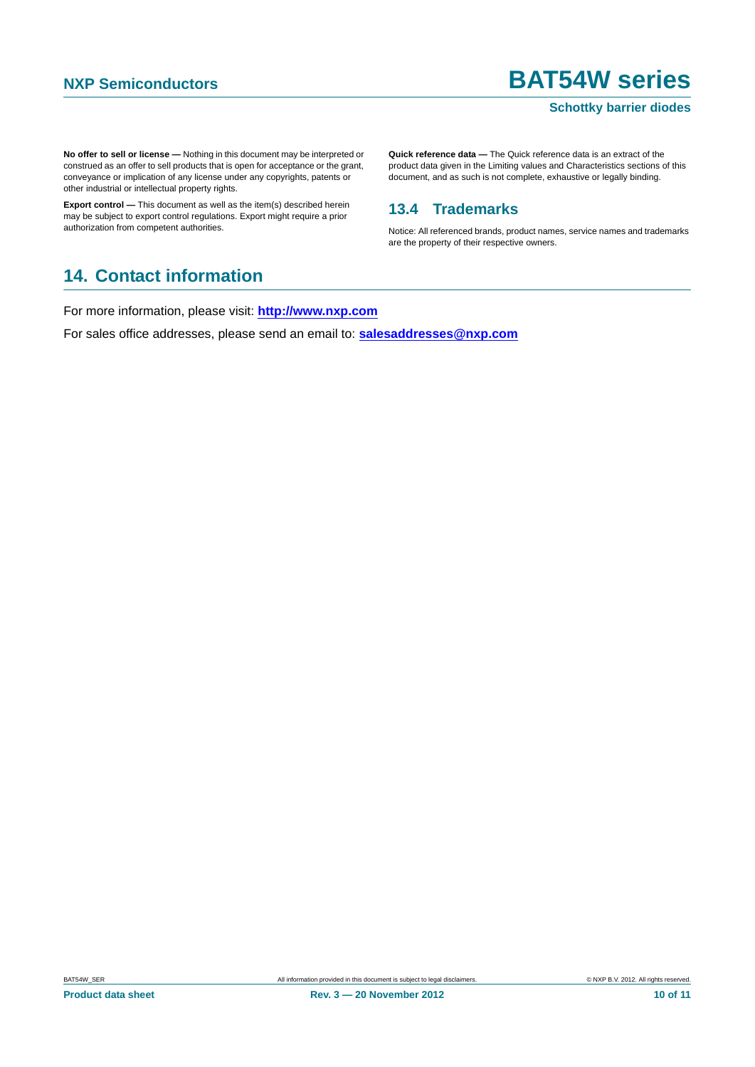**No offer to sell or license —** Nothing in this document may be interpreted or construed as an offer to sell products that is open for acceptance or the grant, conveyance or implication of any license under any copyrights, patents or other industrial or intellectual property rights.

**Export control —** This document as well as the item(s) described herein may be subject to export control regulations. Export might require a prior authorization from competent authorities.

**Quick reference data —** The Quick reference data is an extract of the product data given in the Limiting values and Characteristics sections of this document, and as such is not complete, exhaustive or legally binding.

### 13.4 Trademarks

Notice: All referenced brands, product names, service names and trademarks are the property of their respective owners.

## 14. Contact information

For more information, please visit: **http://www.nxp.com**

For sales office addresses, please send an email to: **salesaddresses@nxp.com**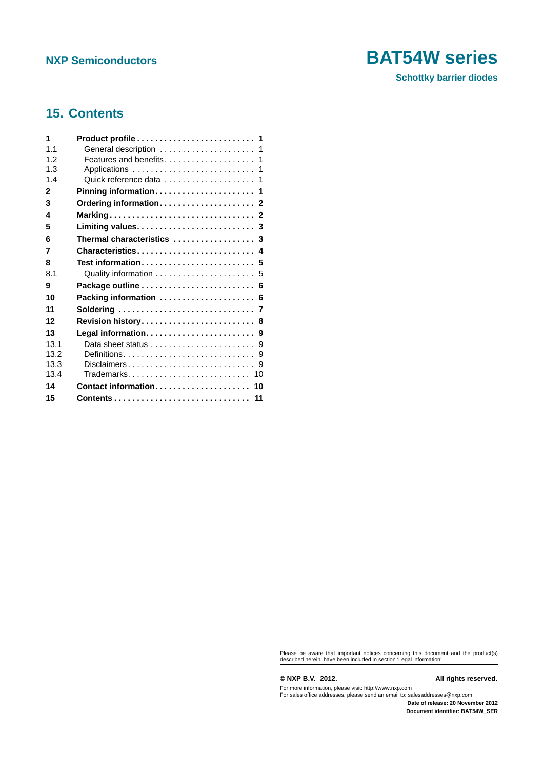## 15. Contents

| | | |
|---|---|---|
| **1** | **Product profile** | **1** |
| 1.1 | General description | 1 |
| 1.2 | Features and benefits | 1 |
| 1.3 | Applications | 1 |
| 1.4 | Quick reference data | 1 |
| **2** | **Pinning information** | **1** |
| **3** | **Ordering information** | **2** |
| **4** | **Marking** | **2** |
| **5** | **Limiting values** | **3** |
| **6** | **Thermal characteristics** | **3** |
| **7** | **Characteristics** | **4** |
| **8** | **Test information** | **5** |
| 8.1 | Quality information | 5 |
| **9** | **Package outline** | **6** |
| **10** | **Packing information** | **6** |
| **11** | **Soldering** | **7** |
| **12** | **Revision history** | **8** |
| **13** | **Legal information** | **9** |
| 13.1 | Data sheet status | 9 |
| 13.2 | Definitions | 9 |
| 13.3 | Disclaimers | 9 |
| 13.4 | Trademarks | 10 |
| **14** | **Contact information** | **10** |
| **15** | **Contents** | **11** |

Please be aware that important notices concerning this document and the product(s) described herein, have been included in section 'Legal information'.

**© NXP B.V. 2012.** **All rights reserved.**

For more information, please visit: http://www.nxp.com
For sales office addresses, please send an email to: salesaddresses@nxp.com

**Date of release: 20 November 2012**
**Document identifier: BAT54W_SER**